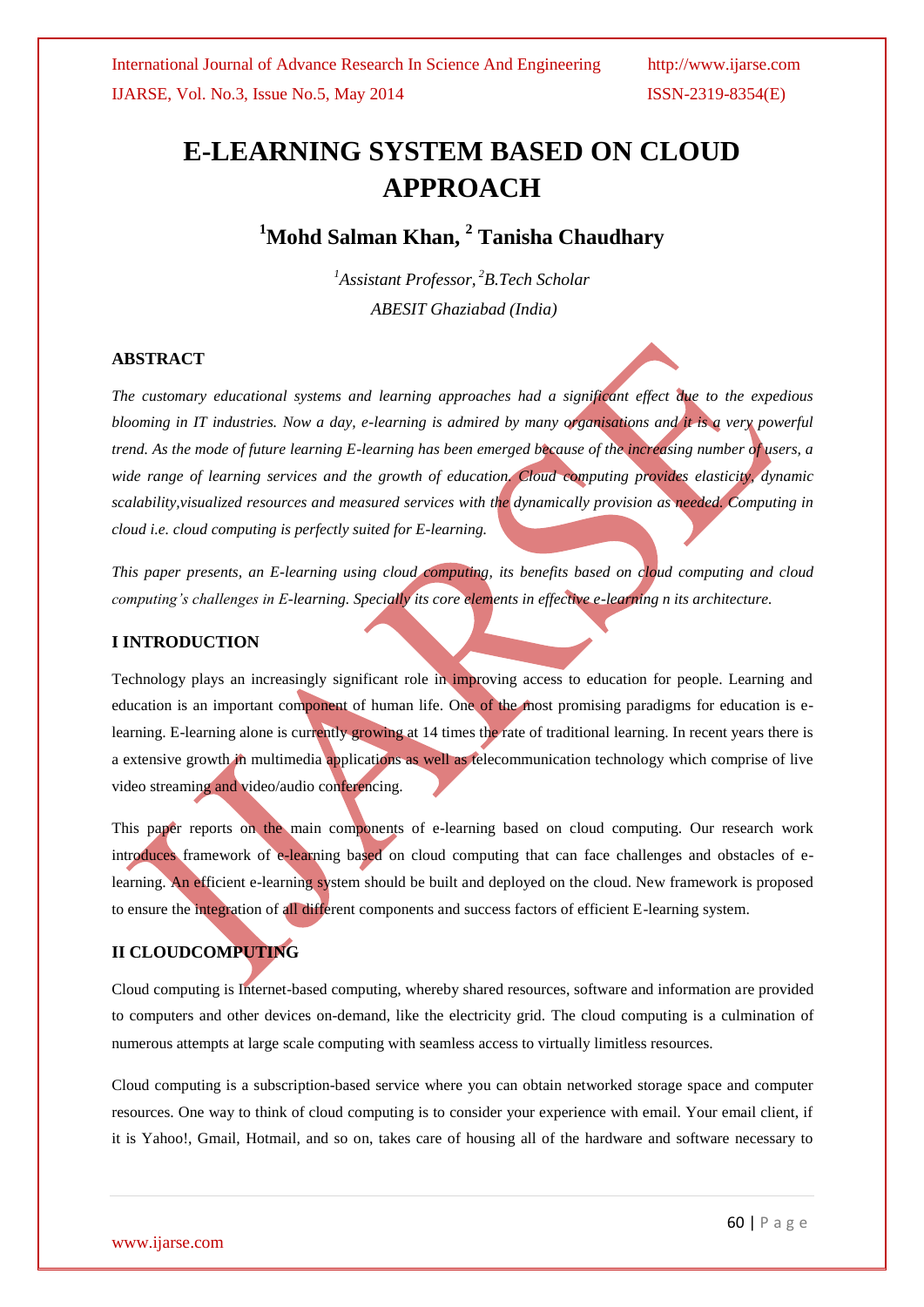# E-LEARNING SYSTEM BASED ON CLOUD APPROACH

## [1]Mohd Salman Khan, [2] Tanisha Chaudhary

*[1]Assistant Professor, [2]B.Tech Scholar*

*ABESIT Ghaziabad (India)*

### ABSTRACT

*The customary educational systems and learning approaches had a significant effect due to the expedious blooming in IT industries. Now a day, e-learning is admired by many organisations and it is a very powerful trend. As the mode of future learning E-learning has been emerged because of the increasing number of users, a wide range of learning services and the growth of education. Cloud computing provides elasticity, dynamic scalability,visualized resources and measured services with the dynamically provision as needed. Computing in cloud i.e. cloud computing is perfectly suited for E-learning.*

*This paper presents, an E-learning using cloud computing, its benefits based on cloud computing and cloud computing's challenges in E-learning. Specially its core elements in effective e-learning n its architecture.*

### I INTRODUCTION

Technology plays an increasingly significant role in improving access to education for people. Learning and education is an important component of human life. One of the most promising paradigms for education is e-learning. E-learning alone is currently growing at 14 times the rate of traditional learning. In recent years there is a extensive growth in multimedia applications as well as telecommunication technology which comprise of live video streaming and video/audio conferencing.

This paper reports on the main components of e-learning based on cloud computing. Our research work introduces framework of e-learning based on cloud computing that can face challenges and obstacles of e-learning. An efficient e-learning system should be built and deployed on the cloud. New framework is proposed to ensure the integration of all different components and success factors of efficient E-learning system.

### II CLOUDCOMPUTING

Cloud computing is Internet-based computing, whereby shared resources, software and information are provided to computers and other devices on-demand, like the electricity grid. The cloud computing is a culmination of numerous attempts at large scale computing with seamless access to virtually limitless resources.

Cloud computing is a subscription-based service where you can obtain networked storage space and computer resources. One way to think of cloud computing is to consider your experience with email. Your email client, if it is Yahoo!, Gmail, Hotmail, and so on, takes care of housing all of the hardware and software necessary to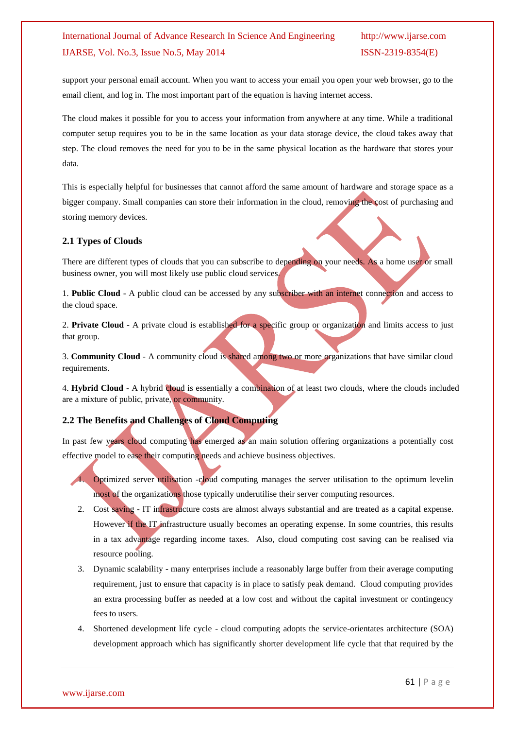support your personal email account. When you want to access your email you open your web browser, go to the email client, and log in. The most important part of the equation is having internet access.

The cloud makes it possible for you to access your information from anywhere at any time. While a traditional computer setup requires you to be in the same location as your data storage device, the cloud takes away that step. The cloud removes the need for you to be in the same physical location as the hardware that stores your data.

This is especially helpful for businesses that cannot afford the same amount of hardware and storage space as a bigger company. Small companies can store their information in the cloud, removing the cost of purchasing and storing memory devices.

### 2.1 Types of Clouds

There are different types of clouds that you can subscribe to depending on your needs. As a home user or small business owner, you will most likely use public cloud services.

1. **Public Cloud** - A public cloud can be accessed by any subscriber with an internet connection and access to the cloud space.

2. **Private Cloud** - A private cloud is established for a specific group or organization and limits access to just that group.

3. **Community Cloud** - A community cloud is shared among two or more organizations that have similar cloud requirements.

4. **Hybrid Cloud** - A hybrid cloud is essentially a combination of at least two clouds, where the clouds included are a mixture of public, private, or community.

### 2.2 The Benefits and Challenges of Cloud Computing

In past few years cloud computing has emerged as an main solution offering organizations a potentially cost effective model to ease their computing needs and achieve business objectives.

1. Optimized server utilisation -cloud computing manages the server utilisation to the optimum levelin most of the organizations those typically underutilise their server computing resources.
2. Cost saving - IT infrastructure costs are almost always substantial and are treated as a capital expense. However if the IT infrastructure usually becomes an operating expense. In some countries, this results in a tax advantage regarding income taxes. Also, cloud computing cost saving can be realised via resource pooling.
3. Dynamic scalability - many enterprises include a reasonably large buffer from their average computing requirement, just to ensure that capacity is in place to satisfy peak demand. Cloud computing provides an extra processing buffer as needed at a low cost and without the capital investment or contingency fees to users.
4. Shortened development life cycle - cloud computing adopts the service-orientates architecture (SOA) development approach which has significantly shorter development life cycle that that required by the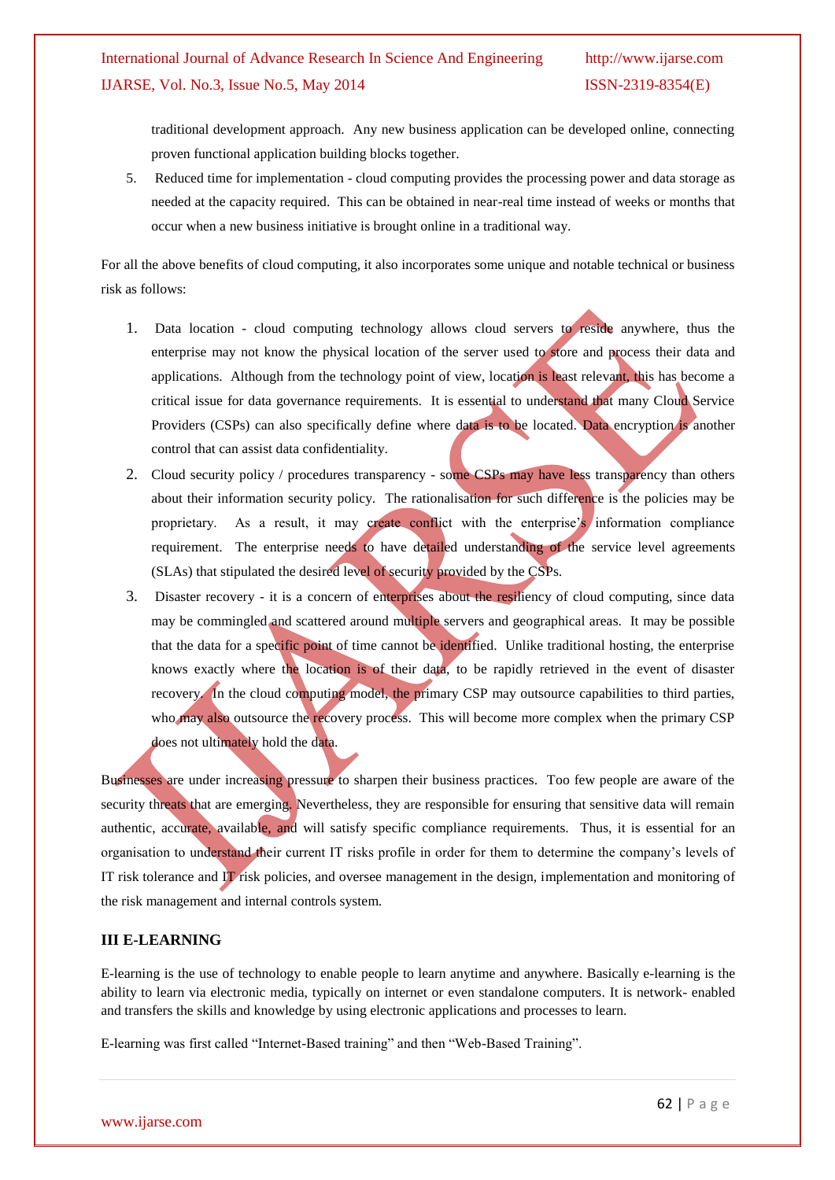traditional development approach. Any new business application can be developed online, connecting proven functional application building blocks together.

5. Reduced time for implementation - cloud computing provides the processing power and data storage as needed at the capacity required. This can be obtained in near-real time instead of weeks or months that occur when a new business initiative is brought online in a traditional way.

For all the above benefits of cloud computing, it also incorporates some unique and notable technical or business risk as follows:

1. Data location - cloud computing technology allows cloud servers to reside anywhere, thus the enterprise may not know the physical location of the server used to store and process their data and applications. Although from the technology point of view, location is least relevant, this has become a critical issue for data governance requirements. It is essential to understand that many Cloud Service Providers (CSPs) can also specifically define where data is to be located. Data encryption is another control that can assist data confidentiality.
2. Cloud security policy / procedures transparency - some CSPs may have less transparency than others about their information security policy. The rationalisation for such difference is the policies may be proprietary. As a result, it may create conflict with the enterprise's information compliance requirement. The enterprise needs to have detailed understanding of the service level agreements (SLAs) that stipulated the desired level of security provided by the CSPs.
3. Disaster recovery - it is a concern of enterprises about the resiliency of cloud computing, since data may be commingled and scattered around multiple servers and geographical areas. It may be possible that the data for a specific point of time cannot be identified. Unlike traditional hosting, the enterprise knows exactly where the location is of their data, to be rapidly retrieved in the event of disaster recovery. In the cloud computing model, the primary CSP may outsource capabilities to third parties, who may also outsource the recovery process. This will become more complex when the primary CSP does not ultimately hold the data.

Businesses are under increasing pressure to sharpen their business practices. Too few people are aware of the security threats that are emerging. Nevertheless, they are responsible for ensuring that sensitive data will remain authentic, accurate, available, and will satisfy specific compliance requirements. Thus, it is essential for an organisation to understand their current IT risks profile in order for them to determine the company's levels of IT risk tolerance and IT risk policies, and oversee management in the design, implementation and monitoring of the risk management and internal controls system.

## III E-LEARNING

E-learning is the use of technology to enable people to learn anytime and anywhere. Basically e-learning is the ability to learn via electronic media, typically on internet or even standalone computers. It is network- enabled and transfers the skills and knowledge by using electronic applications and processes to learn.

E-learning was first called "Internet-Based training" and then "Web-Based Training".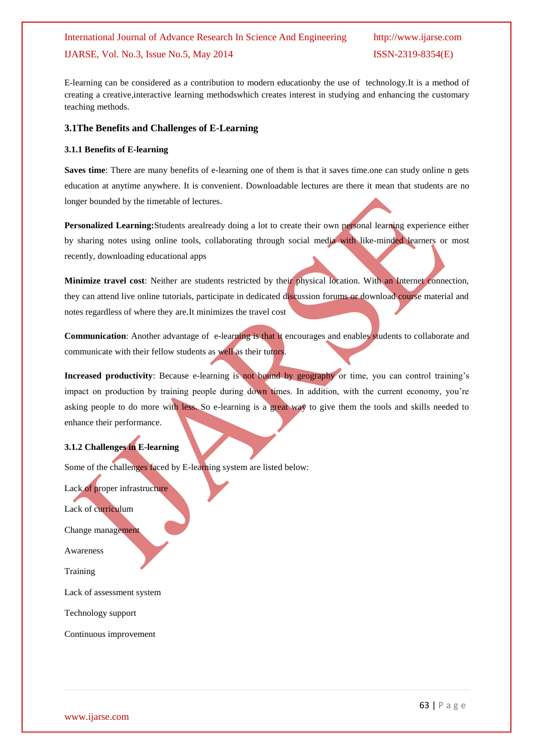E-learning can be considered as a contribution to modern educationby the use of technology.It is a method of creating a creative,interactive learning methodswhich creates interest in studying and enhancing the customary teaching methods.

### 3.1The Benefits and Challenges of E-Learning

#### 3.1.1 Benefits of E-learning

**Saves time**: There are many benefits of e-learning one of them is that it saves time.one can study online n gets education at anytime anywhere. It is convenient. Downloadable lectures are there it mean that students are no longer bounded by the timetable of lectures.

**Personalized Learning:**Students arealready doing a lot to create their own personal learning experience either by sharing notes using online tools, collaborating through social media with like-minded learners or most recently, downloading educational apps

**Minimize travel cost**: Neither are students restricted by their physical location. With an Internet connection, they can attend live online tutorials, participate in dedicated discussion forums or download course material and notes regardless of where they are.It minimizes the travel cost

**Communication**: Another advantage of e-learning is that it encourages and enables students to collaborate and communicate with their fellow students as well as their tutors.

**Increased productivity**: Because e-learning is not bound by geography or time, you can control training's impact on production by training people during down times. In addition, with the current economy, you're asking people to do more with less. So e-learning is a great way to give them the tools and skills needed to enhance their performance.

#### 3.1.2 Challenges in E-learning

Some of the challenges faced by E-learning system are listed below:

Lack of proper infrastructure

Lack of curriculum

Change management

Awareness

Training

Lack of assessment system

Technology support

Continuous improvement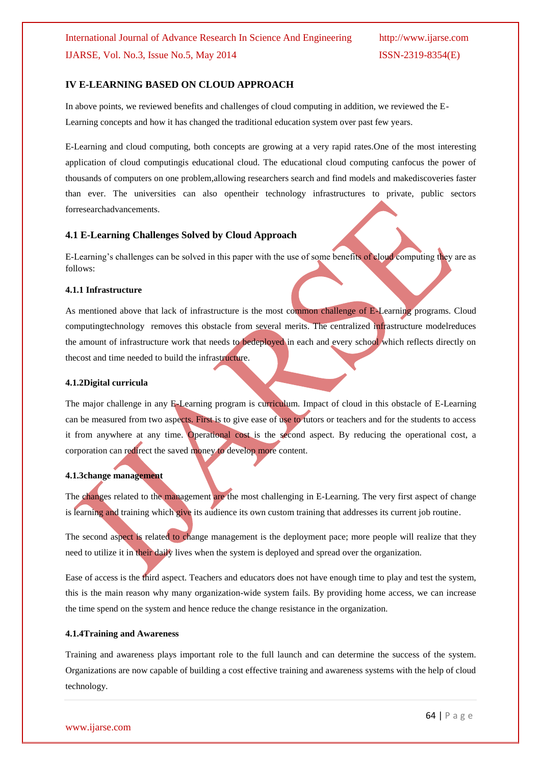## IV E-LEARNING BASED ON CLOUD APPROACH

In above points, we reviewed benefits and challenges of cloud computing in addition, we reviewed the E-Learning concepts and how it has changed the traditional education system over past few years.

E-Learning and cloud computing, both concepts are growing at a very rapid rates.One of the most interesting application of cloud computingis educational cloud. The educational cloud computing canfocus the power of thousands of computers on one problem,allowing researchers search and find models and makediscoveries faster than ever. The universities can also opentheir technology infrastructures to private, public sectors forresearchadvancements.

### 4.1 E-Learning Challenges Solved by Cloud Approach

E-Learning's challenges can be solved in this paper with the use of some benefits of cloud computing they are as follows:

#### 4.1.1 Infrastructure

As mentioned above that lack of infrastructure is the most common challenge of E-Learning programs. Cloud computingtechnology removes this obstacle from several merits. The centralized infrastructure modelreduces the amount of infrastructure work that needs to bedeployed in each and every school which reflects directly on thecost and time needed to build the infrastructure.

#### 4.1.2Digital curricula

The major challenge in any E-Learning program is curriculum. Impact of cloud in this obstacle of E-Learning can be measured from two aspects. First is to give ease of use to tutors or teachers and for the students to access it from anywhere at any time. Operational cost is the second aspect. By reducing the operational cost, a corporation can redirect the saved money to develop more content.

#### 4.1.3change management

The changes related to the management are the most challenging in E-Learning. The very first aspect of change is learning and training which give its audience its own custom training that addresses its current job routine.

The second aspect is related to change management is the deployment pace; more people will realize that they need to utilize it in their daily lives when the system is deployed and spread over the organization.

Ease of access is the third aspect. Teachers and educators does not have enough time to play and test the system, this is the main reason why many organization-wide system fails. By providing home access, we can increase the time spend on the system and hence reduce the change resistance in the organization.

#### 4.1.4Training and Awareness

Training and awareness plays important role to the full launch and can determine the success of the system. Organizations are now capable of building a cost effective training and awareness systems with the help of cloud technology.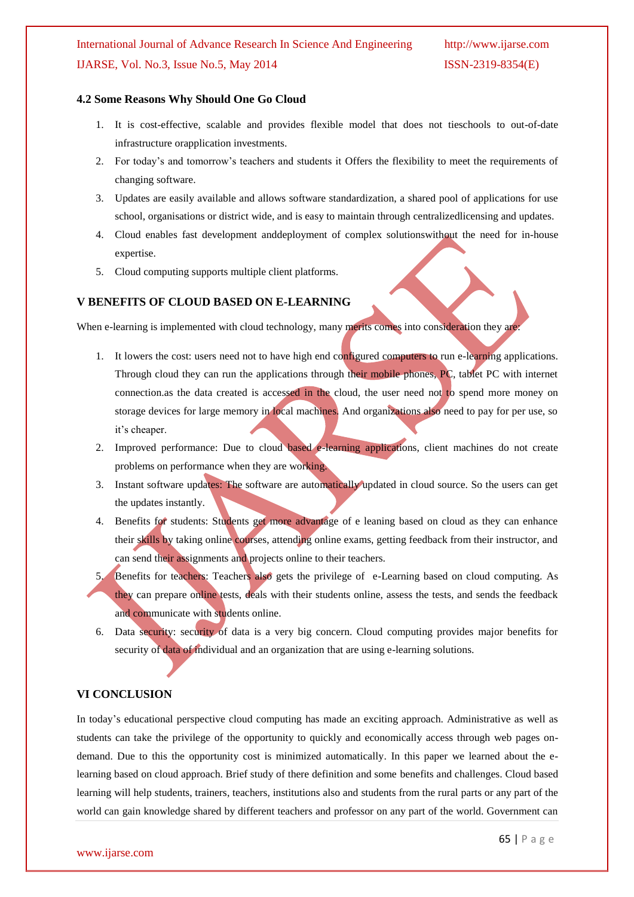### 4.2 Some Reasons Why Should One Go Cloud

1. It is cost-effective, scalable and provides flexible model that does not tieschools to out-of-date infrastructure orapplication investments.
2. For today's and tomorrow's teachers and students it Offers the flexibility to meet the requirements of changing software.
3. Updates are easily available and allows software standardization, a shared pool of applications for use school, organisations or district wide, and is easy to maintain through centralizedlicensing and updates.
4. Cloud enables fast development anddeployment of complex solutionswithout the need for in-house expertise.
5. Cloud computing supports multiple client platforms.

## V BENEFITS OF CLOUD BASED ON E-LEARNING

When e-learning is implemented with cloud technology, many merits comes into consideration they are:

1. It lowers the cost: users need not to have high end configured computers to run e-learning applications. Through cloud they can run the applications through their mobile phones, PC, tablet PC with internet connection.as the data created is accessed in the cloud, the user need not to spend more money on storage devices for large memory in local machines. And organizations also need to pay for per use, so it's cheaper.
2. Improved performance: Due to cloud based e-learning applications, client machines do not create problems on performance when they are working.
3. Instant software updates: The software are automatically updated in cloud source. So the users can get the updates instantly.
4. Benefits for students: Students get more advantage of e leaning based on cloud as they can enhance their skills by taking online courses, attending online exams, getting feedback from their instructor, and can send their assignments and projects online to their teachers.
5. Benefits for teachers: Teachers also gets the privilege of e-Learning based on cloud computing. As they can prepare online tests, deals with their students online, assess the tests, and sends the feedback and communicate with students online.
6. Data security: security of data is a very big concern. Cloud computing provides major benefits for security of data of individual and an organization that are using e-learning solutions.

## VI CONCLUSION

In today's educational perspective cloud computing has made an exciting approach. Administrative as well as students can take the privilege of the opportunity to quickly and economically access through web pages on-demand. Due to this the opportunity cost is minimized automatically. In this paper we learned about the e-learning based on cloud approach. Brief study of there definition and some benefits and challenges. Cloud based learning will help students, trainers, teachers, institutions also and students from the rural parts or any part of the world can gain knowledge shared by different teachers and professor on any part of the world. Government can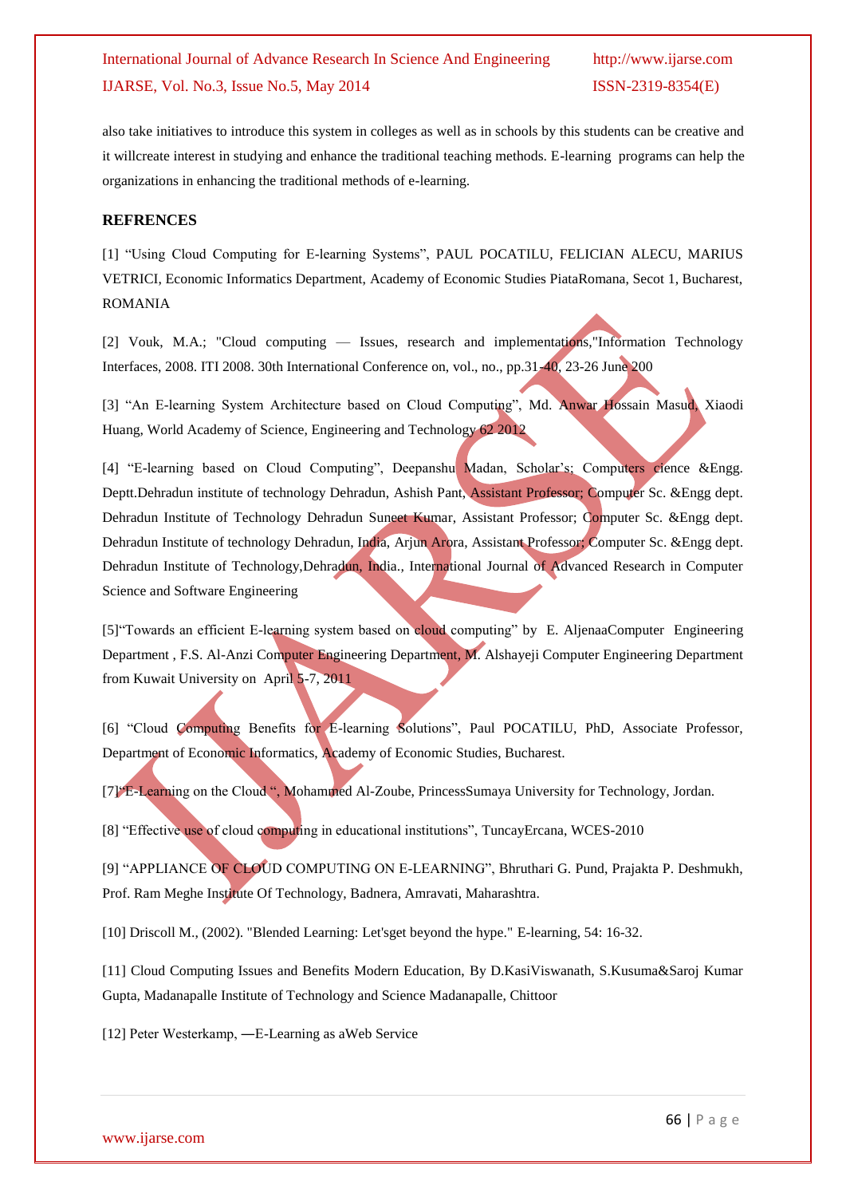also take initiatives to introduce this system in colleges as well as in schools by this students can be creative and it willcreate interest in studying and enhance the traditional teaching methods. E-learning programs can help the organizations in enhancing the traditional methods of e-learning.

## REFRENCES

[1] "Using Cloud Computing for E-learning Systems", PAUL POCATILU, FELICIAN ALECU, MARIUS VETRICI, Economic Informatics Department, Academy of Economic Studies PiataRomana, Secot 1, Bucharest, ROMANIA

[2] Vouk, M.A.; "Cloud computing — Issues, research and implementations,"Information Technology Interfaces, 2008. ITI 2008. 30th International Conference on, vol., no., pp.31-40, 23-26 June 200

[3] "An E-learning System Architecture based on Cloud Computing", Md. Anwar Hossain Masud, Xiaodi Huang, World Academy of Science, Engineering and Technology 62 2012

[4] "E-learning based on Cloud Computing", Deepanshu Madan, Scholar's; Computers cience &Engg. Deptt.Dehradun institute of technology Dehradun, Ashish Pant, Assistant Professor; Computer Sc. &Engg dept. Dehradun Institute of Technology Dehradun Suneet Kumar, Assistant Professor; Computer Sc. &Engg dept. Dehradun Institute of technology Dehradun, India, Arjun Arora, Assistant Professor; Computer Sc. &Engg dept. Dehradun Institute of Technology,Dehradun, India., International Journal of Advanced Research in Computer Science and Software Engineering

[5]"Towards an efficient E-learning system based on cloud computing" by E. AljenaaComputer Engineering Department , F.S. Al-Anzi Computer Engineering Department, M. Alshayeji Computer Engineering Department from Kuwait University on April 5-7, 2011

[6] "Cloud Computing Benefits for E-learning Solutions", Paul POCATILU, PhD, Associate Professor, Department of Economic Informatics, Academy of Economic Studies, Bucharest.

[7]"E-Learning on the Cloud ", Mohammed Al-Zoube, PrincessSumaya University for Technology, Jordan.

[8] "Effective use of cloud computing in educational institutions", TuncayErcana, WCES-2010

[9] "APPLIANCE OF CLOUD COMPUTING ON E-LEARNING", Bhruthari G. Pund, Prajakta P. Deshmukh, Prof. Ram Meghe Institute Of Technology, Badnera, Amravati, Maharashtra.

[10] Driscoll M., (2002). "Blended Learning: Let'sget beyond the hype." E-learning, 54: 16-32.

[11] Cloud Computing Issues and Benefits Modern Education, By D.KasiViswanath, S.Kusuma&Saroj Kumar Gupta, Madanapalle Institute of Technology and Science Madanapalle, Chittoor

[12] Peter Westerkamp, ―E-Learning as aWeb Service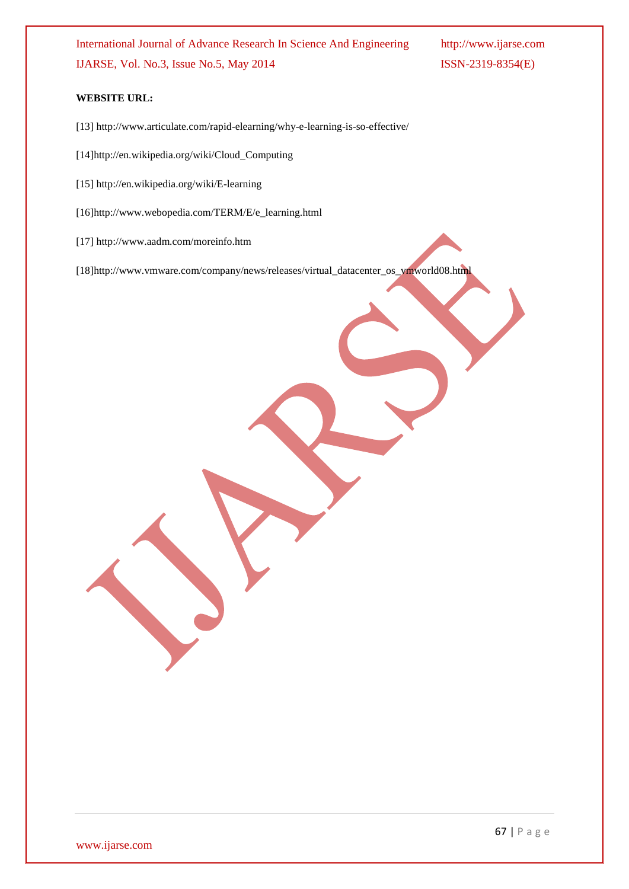**WEBSITE URL:**

[13] http://www.articulate.com/rapid-elearning/why-e-learning-is-so-effective/

[14]http://en.wikipedia.org/wiki/Cloud_Computing

[15] http://en.wikipedia.org/wiki/E-learning

[16]http://www.webopedia.com/TERM/E/e_learning.html

[17] http://www.aadm.com/moreinfo.htm

[18]http://www.vmware.com/company/news/releases/virtual_datacenter_os_vmworld08.html